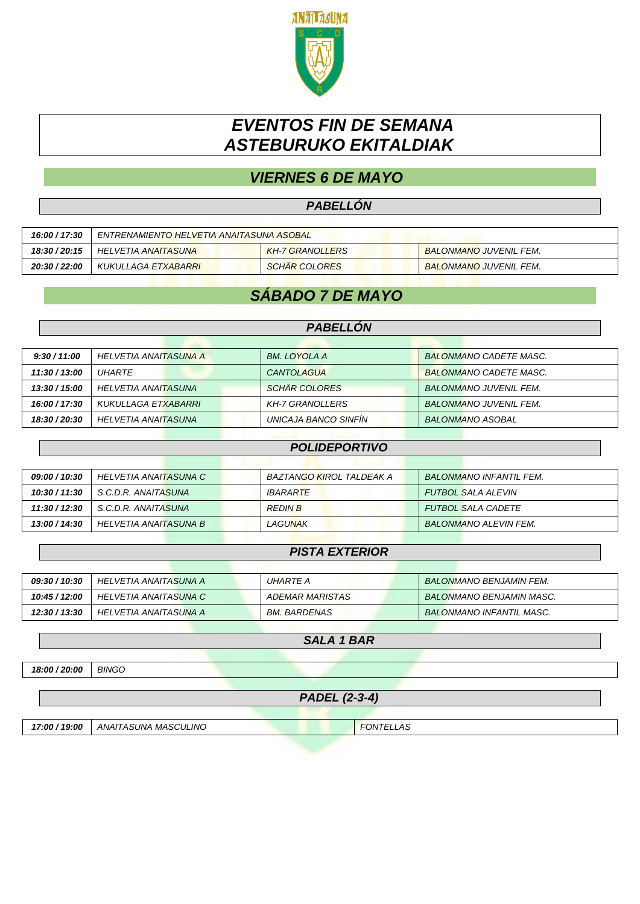ANAITASUNA

S C D R

# *EVENTOS FIN DE SEMANA*
# *ASTEBURUKO EKITALDIAK*

## *VIERNES 6 DE MAYO*

### *PABELLÓN*

| | | | |
|---|---|---|---|
| **16:00 / 17:30** | ENTRENAMIENTO HELVETIA ANAITASUNA ASOBAL | | |
| **18:30 / 20:15** | HELVETIA ANAITASUNA | KH-7 GRANOLLERS | BALONMANO JUVENIL FEM. |
| **20:30 / 22:00** | KUKULLAGA ETXABARRI | SCHÄR COLORES | BALONMANO JUVENIL FEM. |

## *SÁBADO 7 DE MAYO*

### *PABELLÓN*

| | | | |
|---|---|---|---|
| **9:30 / 11:00** | HELVETIA ANAITASUNA A | BM. LOYOLA A | BALONMANO CADETE MASC. |
| **11:30 / 13:00** | UHARTE | CANTOLAGUA | BALONMANO CADETE MASC. |
| **13:30 / 15:00** | HELVETIA ANAITASUNA | SCHÄR COLORES | BALONMANO JUVENIL FEM. |
| **16:00 / 17:30** | KUKULLAGA ETXABARRI | KH-7 GRANOLLERS | BALONMANO JUVENIL FEM. |
| **18:30 / 20:30** | HELVETIA ANAITASUNA | UNICAJA BANCO SINFÍN | BALONMANO ASOBAL |

### *POLIDEPORTIVO*

| | | | |
|---|---|---|---|
| **09:00 / 10:30** | HELVETIA ANAITASUNA C | BAZTANGO KIROL TALDEAK A | BALONMANO INFANTIL FEM. |
| **10:30 / 11:30** | S.C.D.R. ANAITASUNA | IBARARTE | FUTBOL SALA ALEVIN |
| **11:30 / 12:30** | S.C.D.R. ANAITASUNA | REDIN B | FUTBOL SALA CADETE |
| **13:00 / 14:30** | HELVETIA ANAITASUNA B | LAGUNAK | BALONMANO ALEVIN FEM. |

### *PISTA EXTERIOR*

| | | | |
|---|---|---|---|
| **09:30 / 10:30** | HELVETIA ANAITASUNA A | UHARTE A | BALONMANO BENJAMIN FEM. |
| **10:45 / 12:00** | HELVETIA ANAITASUNA C | ADEMAR MARISTAS | BALONMANO BENJAMIN MASC. |
| **12:30 / 13:30** | HELVETIA ANAITASUNA A | BM. BARDENAS | BALONMANO INFANTIL MASC. |

### *SALA 1 BAR*

| | |
|---|---|
| **18:00 / 20:00** | BINGO |

### *PADEL (2-3-4)*

| | | |
|---|---|---|
| **17:00 / 19:00** | ANAITASUNA MASCULINO | FONTELLAS |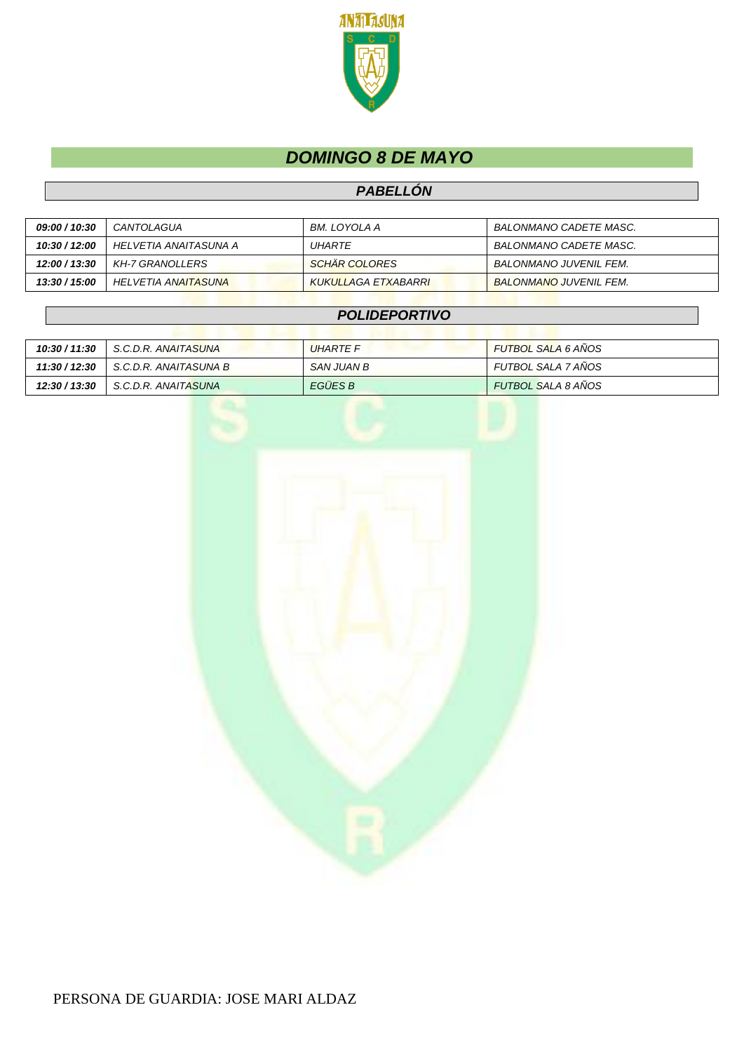# *DOMINGO 8 DE MAYO*

## *PABELLÓN*

| | | | |
|---|---|---|---|
| ***09:00 / 10:30*** | *CANTOLAGUA* | *BM. LOYOLA A* | *BALONMANO CADETE MASC.* |
| ***10:30 / 12:00*** | *HELVETIA ANAITASUNA A* | *UHARTE* | *BALONMANO CADETE MASC.* |
| ***12:00 / 13:30*** | *KH-7 GRANOLLERS* | *SCHÄR COLORES* | *BALONMANO JUVENIL FEM.* |
| ***13:30 / 15:00*** | *HELVETIA ANAITASUNA* | *KUKULLAGA ETXABARRI* | *BALONMANO JUVENIL FEM.* |

## *POLIDEPORTIVO*

| | | | |
|---|---|---|---|
| ***10:30 / 11:30*** | *S.C.D.R. ANAITASUNA* | *UHARTE F* | *FUTBOL SALA 6 AÑOS* |
| ***11:30 / 12:30*** | *S.C.D.R. ANAITASUNA B* | *SAN JUAN B* | *FUTBOL SALA 7 AÑOS* |
| ***12:30 / 13:30*** | *S.C.D.R. ANAITASUNA* | *EGÜES B* | *FUTBOL SALA 8 AÑOS* |

PERSONA DE GUARDIA: JOSE MARI ALDAZ